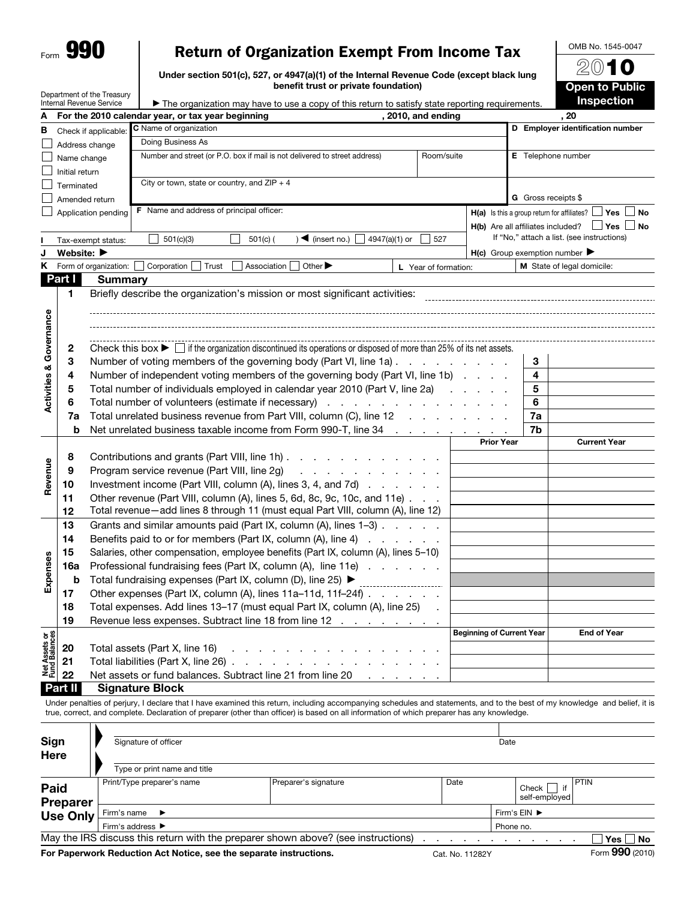Form **990**

# Return of Organization Exempt From Income Tax

**Under section 501(c), 527, or 4947(a)(1) of the Internal Revenue Code (except black lung benefit trust or private foundation)**

▶ The organization may have to use a copy of this return to satisfy state reporting requirements.

Department of the Treasury
Internal Revenue Service

OMB No. 1545-0047

**2010**

**Open to Public Inspection**

**A** For the 2010 calendar year, or tax year beginning , 2010, and ending , 20

**B** Check if applicable:
- ☐ Address change
- ☐ Name change
- ☐ Initial return
- ☐ Terminated
- ☐ Amended return
- ☐ Application pending

**C** Name of organization

Doing Business As

Number and street (or P.O. box if mail is not delivered to street address) | Room/suite

City or town, state or country, and ZIP + 4

**D** Employer identification number

**E** Telephone number

**G** Gross receipts $

**F** Name and address of principal officer:

**H(a)** Is this a group return for affiliates? ☐ Yes ☐ No

**H(b)** Are all affiliates included? ☐ Yes ☐ No
If "No," attach a list. (see instructions)

**I** Tax-exempt status: ☐ 501(c)(3) ☐ 501(c) ( ) ◀ (insert no.) ☐ 4947(a)(1) or ☐ 527

**J** Website: ▶

**H(c)** Group exemption number ▶

**K** Form of organization: ☐ Corporation ☐ Trust ☐ Association ☐ Other ▶ **L** Year of formation: **M** State of legal domicile:

## Part I Summary

**Activities & Governance**

1 Briefly describe the organization's mission or most significant activities:

2 Check this box ▶ ☐ if the organization discontinued its operations or disposed of more than 25% of its net assets.

| | | Line | |
|---|---|---|---|
| 3 | Number of voting members of the governing body (Part VI, line 1a) | 3 | |
| 4 | Number of independent voting members of the governing body (Part VI, line 1b) | 4 | |
| 5 | Total number of individuals employed in calendar year 2010 (Part V, line 2a) | 5 | |
| 6 | Total number of volunteers (estimate if necessary) | 6 | |
| 7a | Total unrelated business revenue from Part VIII, column (C), line 12 | 7a | |
| b | Net unrelated business taxable income from Form 990-T, line 34 | 7b | |

| | | Prior Year | Current Year |
|---|---|---|---|
| **Revenue** | | | |
| 8 | Contributions and grants (Part VIII, line 1h) | | |
| 9 | Program service revenue (Part VIII, line 2g) | | |
| 10 | Investment income (Part VIII, column (A), lines 3, 4, and 7d) | | |
| 11 | Other revenue (Part VIII, column (A), lines 5, 6d, 8c, 9c, 10c, and 11e) | | |
| 12 | Total revenue—add lines 8 through 11 (must equal Part VIII, column (A), line 12) | | |
| **Expenses** | | | |
| 13 | Grants and similar amounts paid (Part IX, column (A), lines 1–3) | | |
| 14 | Benefits paid to or for members (Part IX, column (A), line 4) | | |
| 15 | Salaries, other compensation, employee benefits (Part IX, column (A), lines 5–10) | | |
| 16a | Professional fundraising fees (Part IX, column (A), line 11e) | | |
| b | Total fundraising expenses (Part IX, column (D), line 25) ▶ | | |
| 17 | Other expenses (Part IX, column (A), lines 11a–11d, 11f–24f) | | |
| 18 | Total expenses. Add lines 13–17 (must equal Part IX, column (A), line 25) | | |
| 19 | Revenue less expenses. Subtract line 18 from line 12 | | |

| **Net Assets or Fund Balances** | | Beginning of Current Year | End of Year |
|---|---|---|---|
| 20 | Total assets (Part X, line 16) | | |
| 21 | Total liabilities (Part X, line 26) | | |
| 22 | Net assets or fund balances. Subtract line 21 from line 20 | | |

## Part II Signature Block

Under penalties of perjury, I declare that I have examined this return, including accompanying schedules and statements, and to the best of my knowledge and belief, it is true, correct, and complete. Declaration of preparer (other than officer) is based on all information of which preparer has any knowledge.

**Sign Here**

Signature of officer | Date

Type or print name and title

**Paid Preparer Use Only**

| Print/Type preparer's name | Preparer's signature | Date | Check ☐ if self-employed | PTIN |
|---|---|---|---|---|
| Firm's name ▶ | | | Firm's EIN ▶ | |
| Firm's address ▶ | | | Phone no. | |

May the IRS discuss this return with the preparer shown above? (see instructions) ☐ Yes ☐ No

**For Paperwork Reduction Act Notice, see the separate instructions.** Cat. No. 11282Y Form **990** (2010)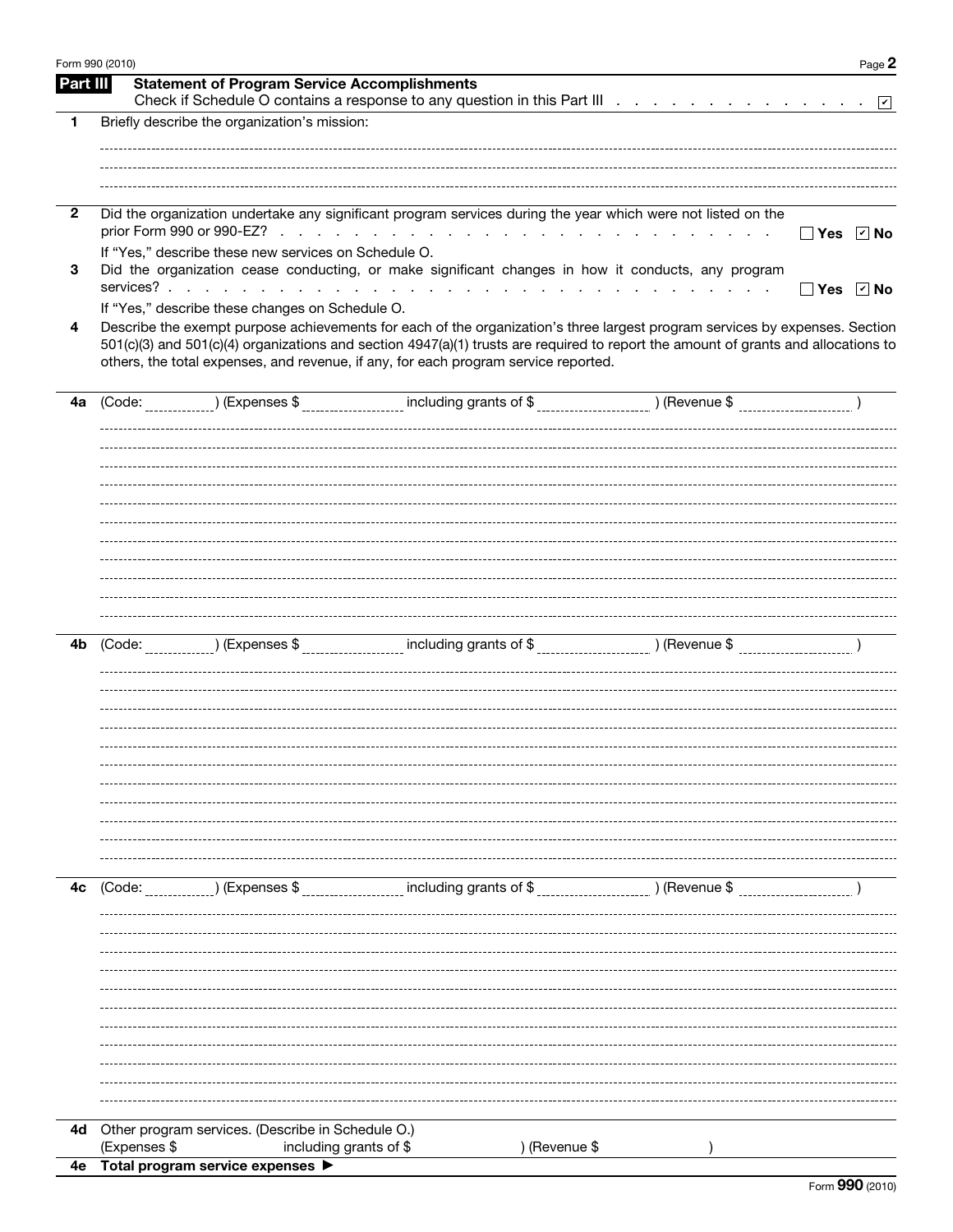## Part III Statement of Program Service Accomplishments

Check if Schedule O contains a response to any question in this Part III . . . . . . . . . . . . . . . ☑

**1** Briefly describe the organization's mission:

**2** Did the organization undertake any significant program services during the year which were not listed on the prior Form 990 or 990-EZ? . . . . . . . . . . . . . . . . . . . . . . . . . . ☐ **Yes** ☑ **No**

If "Yes," describe these new services on Schedule O.

**3** Did the organization cease conducting, or make significant changes in how it conducts, any program services? . . . . . . . . . . . . . . . . . . . . . . . . . . . . . . . . . . . . ☐ **Yes** ☑ **No**

If "Yes," describe these changes on Schedule O.

**4** Describe the exempt purpose achievements for each of the organization's three largest program services by expenses. Section 501(c)(3) and 501(c)(4) organizations and section 4947(a)(1) trusts are required to report the amount of grants and allocations to others, the total expenses, and revenue, if any, for each program service reported.

**4a** (Code: \_\_\_\_\_\_\_\_) (Expenses $ \_\_\_\_\_\_\_\_\_\_\_\_ including grants of $ \_\_\_\_\_\_\_\_\_\_\_\_ ) (Revenue $ \_\_\_\_\_\_\_\_\_\_\_\_ )

**4b** (Code: \_\_\_\_\_\_\_\_) (Expenses $ \_\_\_\_\_\_\_\_\_\_\_\_ including grants of $ \_\_\_\_\_\_\_\_\_\_\_\_ ) (Revenue $ \_\_\_\_\_\_\_\_\_\_\_\_ )

**4c** (Code: \_\_\_\_\_\_\_\_) (Expenses $ \_\_\_\_\_\_\_\_\_\_\_\_ including grants of $ \_\_\_\_\_\_\_\_\_\_\_\_ ) (Revenue $ \_\_\_\_\_\_\_\_\_\_\_\_ )

**4d** Other program services. (Describe in Schedule O.)
(Expenses $ including grants of $ ) (Revenue $ )

**4e** **Total program service expenses ▶**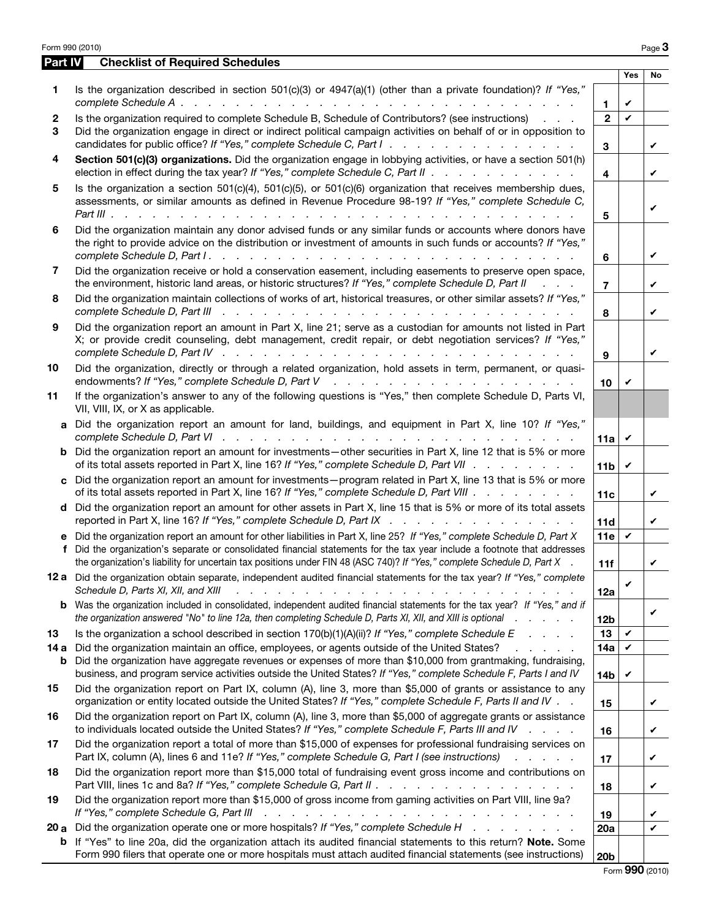## Part IV Checklist of Required Schedules

| | | | Yes | No |
|---|---|---|---|---|
| 1 | Is the organization described in section 501(c)(3) or 4947(a)(1) (other than a private foundation)? *If "Yes," complete Schedule A* | 1 | ✔ | |
| 2 | Is the organization required to complete Schedule B, Schedule of Contributors? (see instructions) | 2 | ✔ | |
| 3 | Did the organization engage in direct or indirect political campaign activities on behalf of or in opposition to candidates for public office? *If "Yes," complete Schedule C, Part I* | 3 | | ✔ |
| 4 | **Section 501(c)(3) organizations.** Did the organization engage in lobbying activities, or have a section 501(h) election in effect during the tax year? *If "Yes," complete Schedule C, Part II* | 4 | | ✔ |
| 5 | Is the organization a section 501(c)(4), 501(c)(5), or 501(c)(6) organization that receives membership dues, assessments, or similar amounts as defined in Revenue Procedure 98-19? *If "Yes," complete Schedule C, Part III* | 5 | | ✔ |
| 6 | Did the organization maintain any donor advised funds or any similar funds or accounts where donors have the right to provide advice on the distribution or investment of amounts in such funds or accounts? *If "Yes," complete Schedule D, Part I* | 6 | | ✔ |
| 7 | Did the organization receive or hold a conservation easement, including easements to preserve open space, the environment, historic land areas, or historic structures? *If "Yes," complete Schedule D, Part II* | 7 | | ✔ |
| 8 | Did the organization maintain collections of works of art, historical treasures, or other similar assets? *If "Yes," complete Schedule D, Part III* | 8 | | ✔ |
| 9 | Did the organization report an amount in Part X, line 21; serve as a custodian for amounts not listed in Part X; or provide credit counseling, debt management, credit repair, or debt negotiation services? *If "Yes," complete Schedule D, Part IV* | 9 | | ✔ |
| 10 | Did the organization, directly or through a related organization, hold assets in term, permanent, or quasi-endowments? *If "Yes," complete Schedule D, Part V* | 10 | ✔ | |
| 11 | If the organization's answer to any of the following questions is "Yes," then complete Schedule D, Parts VI, VII, VIII, IX, or X as applicable. | | | |
| a | Did the organization report an amount for land, buildings, and equipment in Part X, line 10? *If "Yes," complete Schedule D, Part VI* | 11a | ✔ | |
| b | Did the organization report an amount for investments—other securities in Part X, line 12 that is 5% or more of its total assets reported in Part X, line 16? *If "Yes," complete Schedule D, Part VII* | 11b | ✔ | |
| c | Did the organization report an amount for investments—program related in Part X, line 13 that is 5% or more of its total assets reported in Part X, line 16? *If "Yes," complete Schedule D, Part VIII* | 11c | | ✔ |
| d | Did the organization report an amount for other assets in Part X, line 15 that is 5% or more of its total assets reported in Part X, line 16? *If "Yes," complete Schedule D, Part IX* | 11d | | ✔ |
| e | Did the organization report an amount for other liabilities in Part X, line 25? *If "Yes," complete Schedule D, Part X* | 11e | ✔ | |
| f | Did the organization's separate or consolidated financial statements for the tax year include a footnote that addresses the organization's liability for uncertain tax positions under FIN 48 (ASC 740)? *If "Yes," complete Schedule D, Part X* | 11f | | ✔ |
| 12a | Did the organization obtain separate, independent audited financial statements for the tax year? *If "Yes," complete Schedule D, Parts XI, XII, and XIII* | 12a | ✔ | |
| b | Was the organization included in consolidated, independent audited financial statements for the tax year? *If "Yes," and if the organization answered "No" to line 12a, then completing Schedule D, Parts XI, XII, and XIII is optional* | 12b | | ✔ |
| 13 | Is the organization a school described in section 170(b)(1)(A)(ii)? *If "Yes," complete Schedule E* | 13 | ✔ | |
| 14a | Did the organization maintain an office, employees, or agents outside of the United States? | 14a | ✔ | |
| b | Did the organization have aggregate revenues or expenses of more than $10,000 from grantmaking, fundraising, business, and program service activities outside the United States? *If "Yes," complete Schedule F, Parts I and IV* | 14b | ✔ | |
| 15 | Did the organization report on Part IX, column (A), line 3, more than $5,000 of grants or assistance to any organization or entity located outside the United States? *If "Yes," complete Schedule F, Parts II and IV* | 15 | | ✔ |
| 16 | Did the organization report on Part IX, column (A), line 3, more than $5,000 of aggregate grants or assistance to individuals located outside the United States? *If "Yes," complete Schedule F, Parts III and IV* | 16 | | ✔ |
| 17 | Did the organization report a total of more than $15,000 of expenses for professional fundraising services on Part IX, column (A), lines 6 and 11e? *If "Yes," complete Schedule G, Part I (see instructions)* | 17 | | ✔ |
| 18 | Did the organization report more than $15,000 total of fundraising event gross income and contributions on Part VIII, lines 1c and 8a? *If "Yes," complete Schedule G, Part II* | 18 | | ✔ |
| 19 | Did the organization report more than $15,000 of gross income from gaming activities on Part VIII, line 9a? *If "Yes," complete Schedule G, Part III* | 19 | | ✔ |
| 20a | Did the organization operate one or more hospitals? *If "Yes," complete Schedule H* | 20a | | ✔ |
| b | If "Yes" to line 20a, did the organization attach its audited financial statements to this return? **Note.** Some Form 990 filers that operate one or more hospitals must attach audited financial statements (see instructions) | 20b | | |

Form **990** (2010)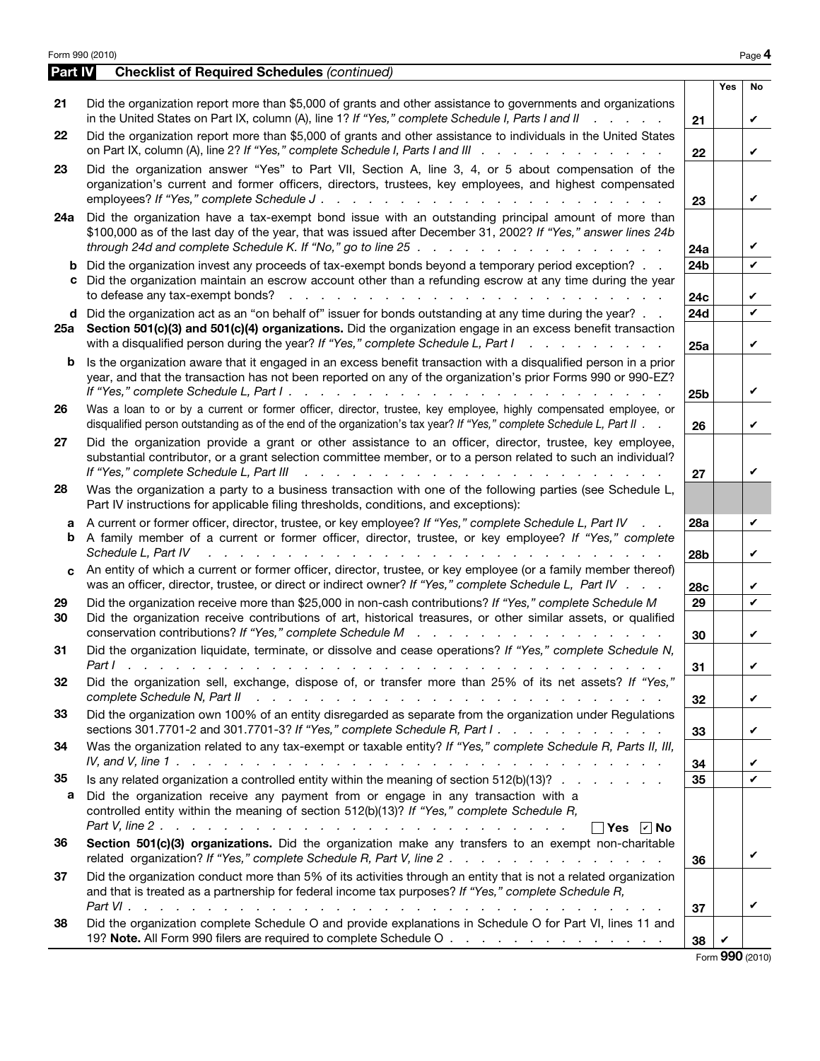Form 990 (2010)

## Part IV Checklist of Required Schedules *(continued)*

| | | | Yes | No |
|---|---|---|---|---|
| 21 | Did the organization report more than $5,000 of grants and other assistance to governments and organizations in the United States on Part IX, column (A), line 1? *If "Yes," complete Schedule I, Parts I and II* | 21 | | ✔ |
| 22 | Did the organization report more than $5,000 of grants and other assistance to individuals in the United States on Part IX, column (A), line 2? *If "Yes," complete Schedule I, Parts I and III* | 22 | | ✔ |
| 23 | Did the organization answer "Yes" to Part VII, Section A, line 3, 4, or 5 about compensation of the organization's current and former officers, directors, trustees, key employees, and highest compensated employees? *If "Yes," complete Schedule J* | 23 | | ✔ |
| 24a | Did the organization have a tax-exempt bond issue with an outstanding principal amount of more than $100,000 as of the last day of the year, that was issued after December 31, 2002? *If "Yes," answer lines 24b through 24d and complete Schedule K. If "No," go to line 25* | 24a | | ✔ |
| b | Did the organization invest any proceeds of tax-exempt bonds beyond a temporary period exception? | 24b | | ✔ |
| c | Did the organization maintain an escrow account other than a refunding escrow at any time during the year to defease any tax-exempt bonds? | 24c | | ✔ |
| d | Did the organization act as an "on behalf of" issuer for bonds outstanding at any time during the year? | 24d | | ✔ |
| 25a | **Section 501(c)(3) and 501(c)(4) organizations.** Did the organization engage in an excess benefit transaction with a disqualified person during the year? *If "Yes," complete Schedule L, Part I* | 25a | | ✔ |
| b | Is the organization aware that it engaged in an excess benefit transaction with a disqualified person in a prior year, and that the transaction has not been reported on any of the organization's prior Forms 990 or 990-EZ? *If "Yes," complete Schedule L, Part I* | 25b | | ✔ |
| 26 | Was a loan to or by a current or former officer, director, trustee, key employee, highly compensated employee, or disqualified person outstanding as of the end of the organization's tax year? *If "Yes," complete Schedule L, Part II* | 26 | | ✔ |
| 27 | Did the organization provide a grant or other assistance to an officer, director, trustee, key employee, substantial contributor, or a grant selection committee member, or to a person related to such an individual? *If "Yes," complete Schedule L, Part III* | 27 | | ✔ |
| 28 | Was the organization a party to a business transaction with one of the following parties (see Schedule L, Part IV instructions for applicable filing thresholds, conditions, and exceptions): | | | |
| a | A current or former officer, director, trustee, or key employee? *If "Yes," complete Schedule L, Part IV* | 28a | | ✔ |
| b | A family member of a current or former officer, director, trustee, or key employee? *If "Yes," complete Schedule L, Part IV* | 28b | | ✔ |
| c | An entity of which a current or former officer, director, trustee, or key employee (or a family member thereof) was an officer, director, trustee, or direct or indirect owner? *If "Yes," complete Schedule L, Part IV* | 28c | | ✔ |
| 29 | Did the organization receive more than $25,000 in non-cash contributions? *If "Yes," complete Schedule M* | 29 | | ✔ |
| 30 | Did the organization receive contributions of art, historical treasures, or other similar assets, or qualified conservation contributions? *If "Yes," complete Schedule M* | 30 | | ✔ |
| 31 | Did the organization liquidate, terminate, or dissolve and cease operations? *If "Yes," complete Schedule N, Part I* | 31 | | ✔ |
| 32 | Did the organization sell, exchange, dispose of, or transfer more than 25% of its net assets? *If "Yes," complete Schedule N, Part II* | 32 | | ✔ |
| 33 | Did the organization own 100% of an entity disregarded as separate from the organization under Regulations sections 301.7701-2 and 301.7701-3? *If "Yes," complete Schedule R, Part I* | 33 | | ✔ |
| 34 | Was the organization related to any tax-exempt or taxable entity? *If "Yes," complete Schedule R, Parts II, III, IV, and V, line 1* | 34 | | ✔ |
| 35 | Is any related organization a controlled entity within the meaning of section 512(b)(13)? | 35 | | ✔ |
| a | Did the organization receive any payment from or engage in any transaction with a controlled entity within the meaning of section 512(b)(13)? *If "Yes," complete Schedule R, Part V, line 2* ☐ Yes ☑ No | | | |
| 36 | **Section 501(c)(3) organizations.** Did the organization make any transfers to an exempt non-charitable related organization? *If "Yes," complete Schedule R, Part V, line 2* | 36 | | ✔ |
| 37 | Did the organization conduct more than 5% of its activities through an entity that is not a related organization and that is treated as a partnership for federal income tax purposes? *If "Yes," complete Schedule R, Part VI* | 37 | | ✔ |
| 38 | Did the organization complete Schedule O and provide explanations in Schedule O for Part VI, lines 11 and 19? **Note.** All Form 990 filers are required to complete Schedule O | 38 | ✔ | |

Form **990** (2010)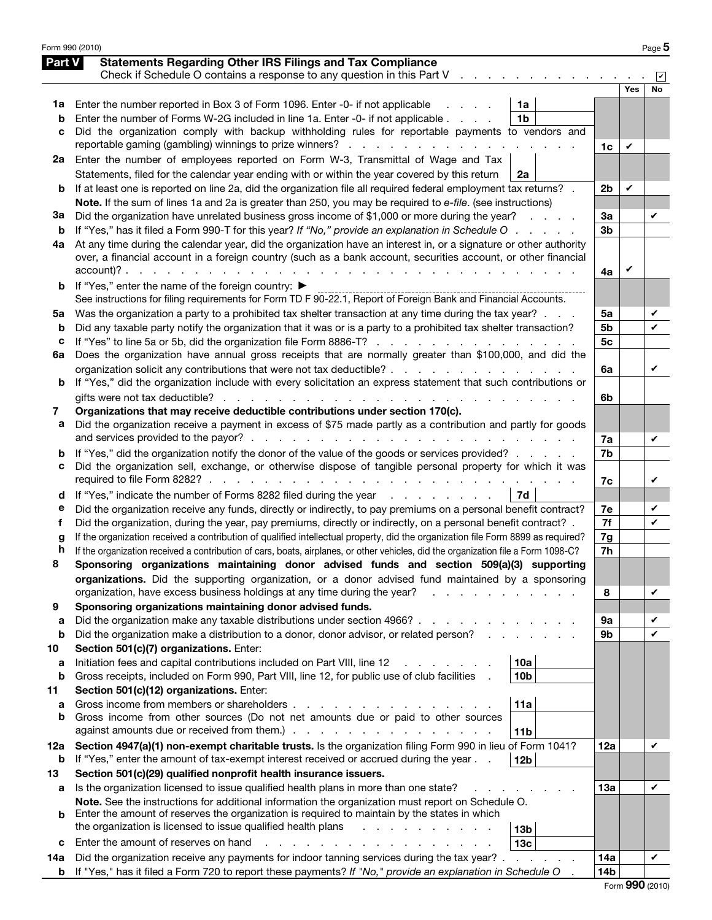Form 990 (2010) Page 5

## Part V Statements Regarding Other IRS Filings and Tax Compliance

Check if Schedule O contains a response to any question in this Part V . . . . . . . . . . . . . . . . ✔

| | | | | | Yes | No |
|---|---|---|---|---|---|---|
| 1a | Enter the number reported in Box 3 of Form 1096. Enter -0- if not applicable | 1a | | | | |
| b | Enter the number of Forms W-2G included in line 1a. Enter -0- if not applicable | 1b | | | | |
| c | Did the organization comply with backup withholding rules for reportable payments to vendors and reportable gaming (gambling) winnings to prize winners? | | | 1c | ✔ | |
| 2a | Enter the number of employees reported on Form W-3, Transmittal of Wage and Tax Statements, filed for the calendar year ending with or within the year covered by this return | 2a | | | | |
| b | If at least one is reported on line 2a, did the organization file all required federal employment tax returns? | | | 2b | ✔ | |
| | **Note.** If the sum of lines 1a and 2a is greater than 250, you may be required to *e-file*. (see instructions) | | | | | |
| 3a | Did the organization have unrelated business gross income of $1,000 or more during the year? | | | 3a | | ✔ |
| b | If "Yes," has it filed a Form 990-T for this year? *If "No," provide an explanation in Schedule O* | | | 3b | | |
| 4a | At any time during the calendar year, did the organization have an interest in, or a signature or other authority over, a financial account in a foreign country (such as a bank account, securities account, or other financial account)? | | | 4a | ✔ | |
| b | If "Yes," enter the name of the foreign country: ▶<br>See instructions for filing requirements for Form TD F 90-22.1, Report of Foreign Bank and Financial Accounts. | | | | | |
| 5a | Was the organization a party to a prohibited tax shelter transaction at any time during the tax year? | | | 5a | | ✔ |
| b | Did any taxable party notify the organization that it was or is a party to a prohibited tax shelter transaction? | | | 5b | | ✔ |
| c | If "Yes" to line 5a or 5b, did the organization file Form 8886-T? | | | 5c | | |
| 6a | Does the organization have annual gross receipts that are normally greater than $100,000, and did the organization solicit any contributions that were not tax deductible? | | | 6a | | ✔ |
| b | If "Yes," did the organization include with every solicitation an express statement that such contributions or gifts were not tax deductible? | | | 6b | | |
| 7 | **Organizations that may receive deductible contributions under section 170(c).** | | | | | |
| a | Did the organization receive a payment in excess of $75 made partly as a contribution and partly for goods and services provided to the payor? | | | 7a | | ✔ |
| b | If "Yes," did the organization notify the donor of the value of the goods or services provided? | | | 7b | | |
| c | Did the organization sell, exchange, or otherwise dispose of tangible personal property for which it was required to file Form 8282? | | | 7c | | ✔ |
| d | If "Yes," indicate the number of Forms 8282 filed during the year | 7d | | | | |
| e | Did the organization receive any funds, directly or indirectly, to pay premiums on a personal benefit contract? | | | 7e | | ✔ |
| f | Did the organization, during the year, pay premiums, directly or indirectly, on a personal benefit contract? | | | 7f | | ✔ |
| g | If the organization received a contribution of qualified intellectual property, did the organization file Form 8899 as required? | | | 7g | | |
| h | If the organization received a contribution of cars, boats, airplanes, or other vehicles, did the organization file a Form 1098-C? | | | 7h | | |
| 8 | **Sponsoring organizations maintaining donor advised funds and section 509(a)(3) supporting organizations.** Did the supporting organization, or a donor advised fund maintained by a sponsoring organization, have excess business holdings at any time during the year? | | | 8 | | ✔ |
| 9 | **Sponsoring organizations maintaining donor advised funds.** | | | | | |
| a | Did the organization make any taxable distributions under section 4966? | | | 9a | | ✔ |
| b | Did the organization make a distribution to a donor, donor advisor, or related person? | | | 9b | | ✔ |
| 10 | **Section 501(c)(7) organizations.** Enter: | | | | | |
| a | Initiation fees and capital contributions included on Part VIII, line 12 | 10a | | | | |
| b | Gross receipts, included on Form 990, Part VIII, line 12, for public use of club facilities | 10b | | | | |
| 11 | **Section 501(c)(12) organizations.** Enter: | | | | | |
| a | Gross income from members or shareholders | 11a | | | | |
| b | Gross income from other sources (Do not net amounts due or paid to other sources against amounts due or received from them.) | 11b | | | | |
| 12a | **Section 4947(a)(1) non-exempt charitable trusts.** Is the organization filing Form 990 in lieu of Form 1041? | | | 12a | | ✔ |
| b | If "Yes," enter the amount of tax-exempt interest received or accrued during the year | 12b | | | | |
| 13 | **Section 501(c)(29) qualified nonprofit health insurance issuers.** | | | | | |
| a | Is the organization licensed to issue qualified health plans in more than one state? | | | 13a | | ✔ |
| | **Note.** See the instructions for additional information the organization must report on Schedule O. | | | | | |
| b | Enter the amount of reserves the organization is required to maintain by the states in which the organization is licensed to issue qualified health plans | 13b | | | | |
| c | Enter the amount of reserves on hand | 13c | | | | |
| 14a | Did the organization receive any payments for indoor tanning services during the tax year? | | | 14a | | ✔ |
| b | If "Yes," has it filed a Form 720 to report these payments? *If "No," provide an explanation in Schedule O* | | | 14b | | |

Form **990** (2010)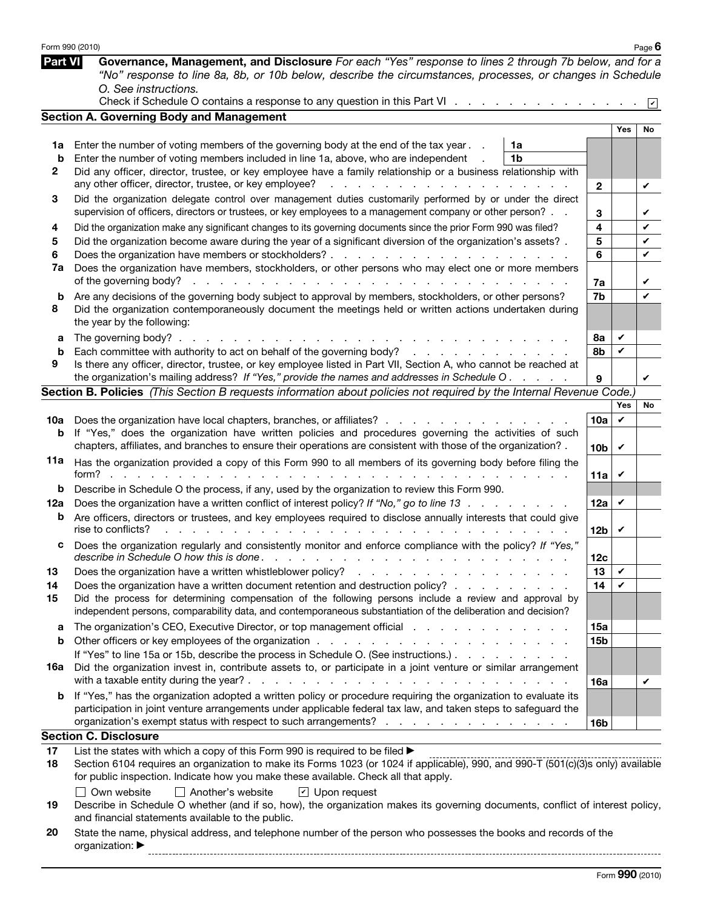## Part VI Governance, Management, and Disclosure

*For each "Yes" response to lines 2 through 7b below, and for a "No" response to line 8a, 8b, or 10b below, describe the circumstances, processes, or changes in Schedule O. See instructions.*

Check if Schedule O contains a response to any question in this Part VI ☑

### Section A. Governing Body and Management

| | | | Yes | No |
|---|---|---|---|---|
| **1a** | Enter the number of voting members of the governing body at the end of the tax year | 1a | | |
| **b** | Enter the number of voting members included in line 1a, above, who are independent | 1b | | |
| **2** | Did any officer, director, trustee, or key employee have a family relationship or a business relationship with any other officer, director, trustee, or key employee? | 2 | | ✔ |
| **3** | Did the organization delegate control over management duties customarily performed by or under the direct supervision of officers, directors or trustees, or key employees to a management company or other person? | 3 | | ✔ |
| **4** | Did the organization make any significant changes to its governing documents since the prior Form 990 was filed? | 4 | | ✔ |
| **5** | Did the organization become aware during the year of a significant diversion of the organization's assets? | 5 | | ✔ |
| **6** | Does the organization have members or stockholders? | 6 | | ✔ |
| **7a** | Does the organization have members, stockholders, or other persons who may elect one or more members of the governing body? | 7a | | ✔ |
| **b** | Are any decisions of the governing body subject to approval by members, stockholders, or other persons? | 7b | | ✔ |
| **8** | Did the organization contemporaneously document the meetings held or written actions undertaken during the year by the following: | | | |
| **a** | The governing body? | 8a | ✔ | |
| **b** | Each committee with authority to act on behalf of the governing body? | 8b | ✔ | |
| **9** | Is there any officer, director, trustee, or key employee listed in Part VII, Section A, who cannot be reached at the organization's mailing address? *If "Yes," provide the names and addresses in Schedule O* | 9 | | ✔ |

### Section B. Policies *(This Section B requests information about policies not required by the Internal Revenue Code.)*

| | | | Yes | No |
|---|---|---|---|---|
| **10a** | Does the organization have local chapters, branches, or affiliates? | 10a | ✔ | |
| **b** | If "Yes," does the organization have written policies and procedures governing the activities of such chapters, affiliates, and branches to ensure their operations are consistent with those of the organization? | 10b | ✔ | |
| **11a** | Has the organization provided a copy of this Form 990 to all members of its governing body before filing the form? | 11a | ✔ | |
| **b** | Describe in Schedule O the process, if any, used by the organization to review this Form 990. | | | |
| **12a** | Does the organization have a written conflict of interest policy? *If "No," go to line 13* | 12a | ✔ | |
| **b** | Are officers, directors or trustees, and key employees required to disclose annually interests that could give rise to conflicts? | 12b | ✔ | |
| **c** | Does the organization regularly and consistently monitor and enforce compliance with the policy? *If "Yes," describe in Schedule O how this is done* | 12c | | |
| **13** | Does the organization have a written whistleblower policy? | 13 | ✔ | |
| **14** | Does the organization have a written document retention and destruction policy? | 14 | ✔ | |
| **15** | Did the process for determining compensation of the following persons include a review and approval by independent persons, comparability data, and contemporaneous substantiation of the deliberation and decision? | | | |
| **a** | The organization's CEO, Executive Director, or top management official | 15a | | |
| **b** | Other officers or key employees of the organization | 15b | | |
| | If "Yes" to line 15a or 15b, describe the process in Schedule O. (See instructions.) | | | |
| **16a** | Did the organization invest in, contribute assets to, or participate in a joint venture or similar arrangement with a taxable entity during the year? | 16a | | ✔ |
| **b** | If "Yes," has the organization adopted a written policy or procedure requiring the organization to evaluate its participation in joint venture arrangements under applicable federal tax law, and taken steps to safeguard the organization's exempt status with respect to such arrangements? | 16b | | |

### Section C. Disclosure

**17** List the states with which a copy of this Form 990 is required to be filed ▶

**18** Section 6104 requires an organization to make its Forms 1023 (or 1024 if applicable), 990, and 990-T (501(c)(3)s only) available for public inspection. Indicate how you make these available. Check all that apply.

☐ Own website ☐ Another's website ☑ Upon request

**19** Describe in Schedule O whether (and if so, how), the organization makes its governing documents, conflict of interest policy, and financial statements available to the public.

**20** State the name, physical address, and telephone number of the person who possesses the books and records of the organization: ▶

Form **990** (2010)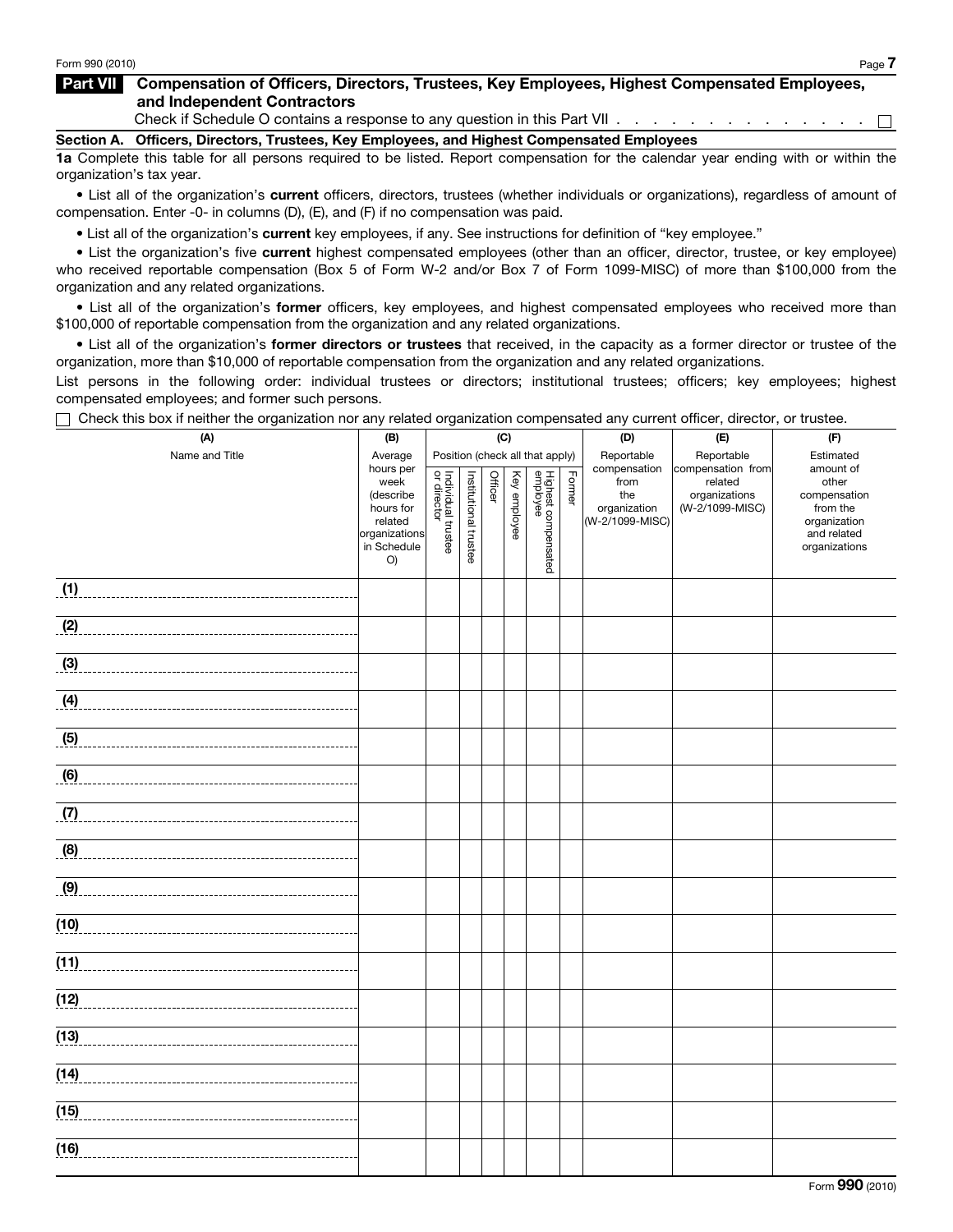## Part VII Compensation of Officers, Directors, Trustees, Key Employees, Highest Compensated Employees, and Independent Contractors

Check if Schedule O contains a response to any question in this Part VII . . . . . . . . . . . . . . . . ☐

### Section A. Officers, Directors, Trustees, Key Employees, and Highest Compensated Employees

**1a** Complete this table for all persons required to be listed. Report compensation for the calendar year ending with or within the organization's tax year.

- List all of the organization's **current** officers, directors, trustees (whether individuals or organizations), regardless of amount of compensation. Enter -0- in columns (D), (E), and (F) if no compensation was paid.
- List all of the organization's **current** key employees, if any. See instructions for definition of "key employee."
- List the organization's five **current** highest compensated employees (other than an officer, director, trustee, or key employee) who received reportable compensation (Box 5 of Form W-2 and/or Box 7 of Form 1099-MISC) of more than $100,000 from the organization and any related organizations.
- List all of the organization's **former** officers, key employees, and highest compensated employees who received more than $100,000 of reportable compensation from the organization and any related organizations.
- List all of the organization's **former directors or trustees** that received, in the capacity as a former director or trustee of the organization, more than $10,000 of reportable compensation from the organization and any related organizations.

List persons in the following order: individual trustees or directors; institutional trustees; officers; key employees; highest compensated employees; and former such persons.

☐ Check this box if neither the organization nor any related organization compensated any current officer, director, or trustee.

| (A) | (B) | (C) | | | | | | (D) | (E) | (F) |
|---|---|---|---|---|---|---|---|---|---|---|
| Name and Title | Average hours per week (describe hours for related organizations in Schedule O) | Position (check all that apply) | | | | | | Reportable compensation from the organization (W-2/1099-MISC) | Reportable compensation from related organizations (W-2/1099-MISC) | Estimated amount of other compensation from the organization and related organizations |
| | | Individual trustee or director | Institutional trustee | Officer | Key employee | Highest compensated employee | Former | | | |
| (1) | | | | | | | | | | |
| (2) | | | | | | | | | | |
| (3) | | | | | | | | | | |
| (4) | | | | | | | | | | |
| (5) | | | | | | | | | | |
| (6) | | | | | | | | | | |
| (7) | | | | | | | | | | |
| (8) | | | | | | | | | | |
| (9) | | | | | | | | | | |
| (10) | | | | | | | | | | |
| (11) | | | | | | | | | | |
| (12) | | | | | | | | | | |
| (13) | | | | | | | | | | |
| (14) | | | | | | | | | | |
| (15) | | | | | | | | | | |
| (16) | | | | | | | | | | |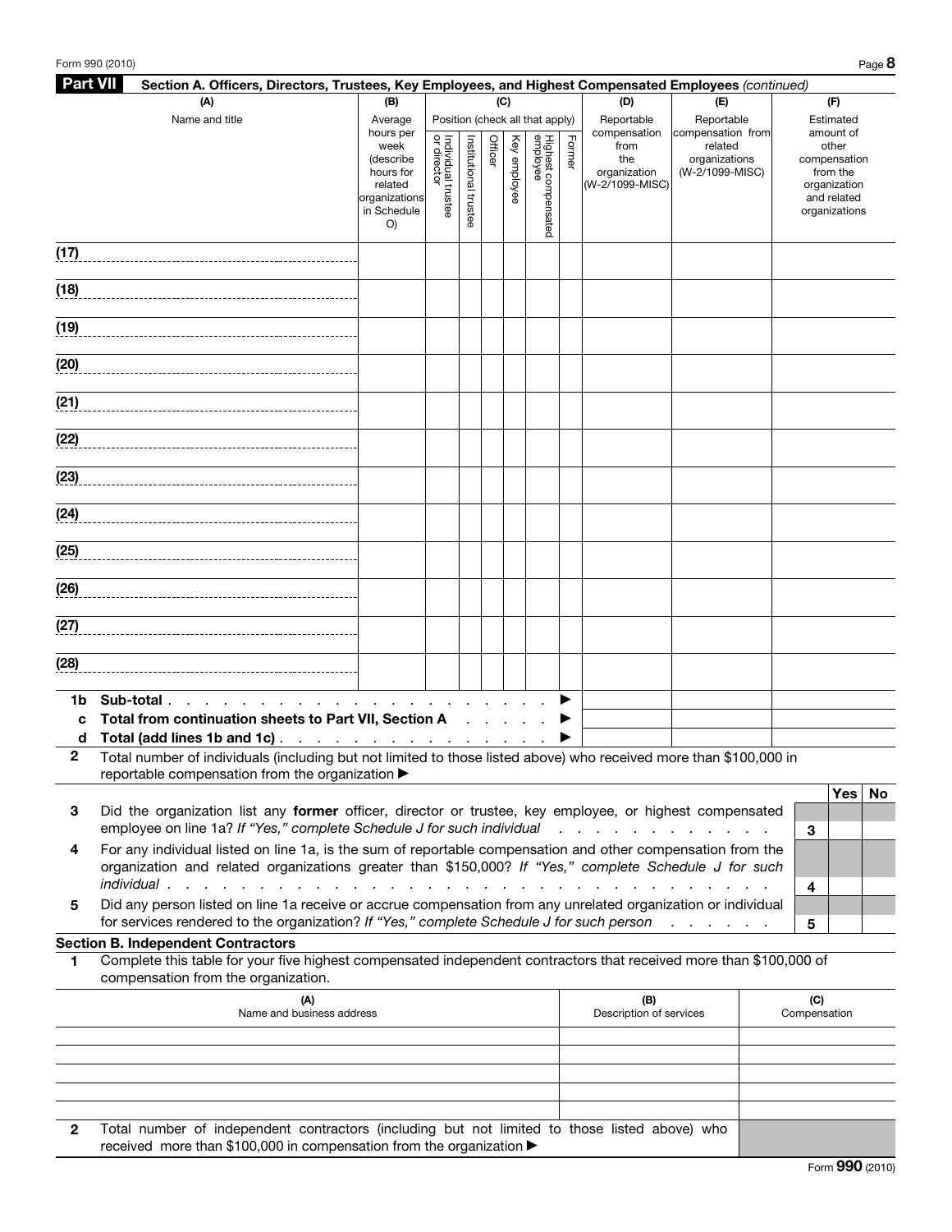## Part VII Section A. Officers, Directors, Trustees, Key Employees, and Highest Compensated Employees *(continued)*

| (A) Name and title | (B) Average hours per week (describe hours for related organizations in Schedule O) | (C) Position (check all that apply) | | | | | | (D) Reportable compensation from the organization (W-2/1099-MISC) | (E) Reportable compensation from related organizations (W-2/1099-MISC) | (F) Estimated amount of other compensation from the organization and related organizations |
|---|---|---|---|---|---|---|---|---|---|---|
| | | Individual trustee or director | Institutional trustee | Officer | Key employee | Highest compensated employee | Former | | | |
| (17) | | | | | | | | | | |
| (18) | | | | | | | | | | |
| (19) | | | | | | | | | | |
| (20) | | | | | | | | | | |
| (21) | | | | | | | | | | |
| (22) | | | | | | | | | | |
| (23) | | | | | | | | | | |
| (24) | | | | | | | | | | |
| (25) | | | | | | | | | | |
| (26) | | | | | | | | | | |
| (27) | | | | | | | | | | |
| (28) | | | | | | | | | | |

| | | (D) | (E) | (F) |
|---|---|---|---|---|
| 1b | **Sub-total** . . . . . . . . . . . . . . . . . . . . . . ▶ | | | |
| c | **Total from continuation sheets to Part VII, Section A** . . . . . . ▶ | | | |
| d | **Total (add lines 1b and 1c)** . . . . . . . . . . . . . . . . ▶ | | | |

**2** Total number of individuals (including but not limited to those listed above) who received more than $100,000 in reportable compensation from the organization ▶

| | | | Yes | No |
|---|---|---|---|---|
| 3 | Did the organization list any **former** officer, director or trustee, key employee, or highest compensated employee on line 1a? *If "Yes," complete Schedule J for such individual* . . . . . . . . . . . . . | 3 | | |
| 4 | For any individual listed on line 1a, is the sum of reportable compensation and other compensation from the organization and related organizations greater than $150,000? *If "Yes," complete Schedule J for such individual* . . . . . . . . . . . . . . . . . . . . . . . . . . . . . . . . . | 4 | | |
| 5 | Did any person listed on line 1a receive or accrue compensation from any unrelated organization or individual for services rendered to the organization? *If "Yes," complete Schedule J for such person* . . . . . . | 5 | | |

### Section B. Independent Contractors

**1** Complete this table for your five highest compensated independent contractors that received more than $100,000 of compensation from the organization.

| (A) Name and business address | (B) Description of services | (C) Compensation |
|---|---|---|
| | | |
| | | |
| | | |
| | | |
| | | |

**2** Total number of independent contractors (including but not limited to those listed above) who received more than $100,000 in compensation from the organization ▶

Form **990** (2010)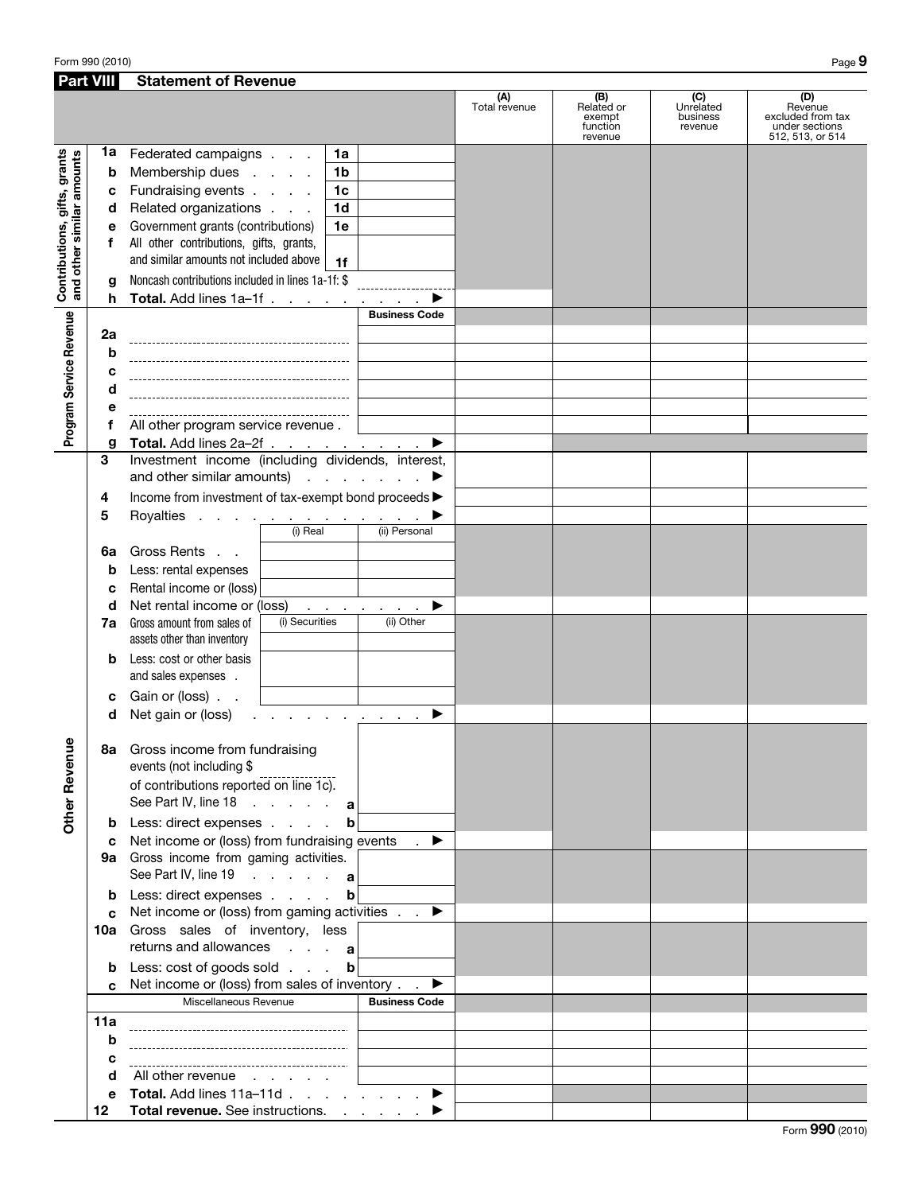Form 990 (2010)

## Part VIII Statement of Revenue

| | | | | (A) Total revenue | (B) Related or exempt function revenue | (C) Unrelated business revenue | (D) Revenue excluded from tax under sections 512, 513, or 514 |
|---|---|---|---|---|---|---|---|
| **Contributions, gifts, grants and other similar amounts** | 1a | Federated campaigns | 1a | | | | |
| | b | Membership dues | 1b | | | | |
| | c | Fundraising events | 1c | | | | |
| | d | Related organizations | 1d | | | | |
| | e | Government grants (contributions) | 1e | | | | |
| | f | All other contributions, gifts, grants, and similar amounts not included above | 1f | | | | |
| | g | Noncash contributions included in lines 1a-1f: $ | | | | | |
| | h | **Total.** Add lines 1a–1f ▶ | | | | | |
| **Program Service Revenue** | | | **Business Code** | | | | |
| | 2a | | | | | | |
| | b | | | | | | |
| | c | | | | | | |
| | d | | | | | | |
| | e | | | | | | |
| | f | All other program service revenue | | | | | |
| | g | **Total.** Add lines 2a–2f ▶ | | | | | |
| **Other Revenue** | 3 | Investment income (including dividends, interest, and other similar amounts) ▶ | | | | | |
| | 4 | Income from investment of tax-exempt bond proceeds ▶ | | | | | |
| | 5 | Royalties ▶ | | | | | |
| | | | (i) Real / (ii) Personal | | | | |
| | 6a | Gross Rents | | | | | |
| | b | Less: rental expenses | | | | | |
| | c | Rental income or (loss) | | | | | |
| | d | Net rental income or (loss) ▶ | | | | | |
| | 7a | Gross amount from sales of assets other than inventory | (i) Securities / (ii) Other | | | | |
| | b | Less: cost or other basis and sales expenses | | | | | |
| | c | Gain or (loss) | | | | | |
| | d | Net gain or (loss) ▶ | | | | | |
| | 8a | Gross income from fundraising events (not including $ ______ of contributions reported on line 1c). See Part IV, line 18 | a | | | | |
| | b | Less: direct expenses | b | | | | |
| | c | Net income or (loss) from fundraising events ▶ | | | | | |
| | 9a | Gross income from gaming activities. See Part IV, line 19 | a | | | | |
| | b | Less: direct expenses | b | | | | |
| | c | Net income or (loss) from gaming activities ▶ | | | | | |
| | 10a | Gross sales of inventory, less returns and allowances | a | | | | |
| | b | Less: cost of goods sold | b | | | | |
| | c | Net income or (loss) from sales of inventory ▶ | | | | | |
| | | Miscellaneous Revenue | **Business Code** | | | | |
| | 11a | | | | | | |
| | b | | | | | | |
| | c | | | | | | |
| | d | All other revenue | | | | | |
| | e | **Total.** Add lines 11a–11d ▶ | | | | | |
| | 12 | **Total revenue.** See instructions. ▶ | | | | | |

Form **990** (2010)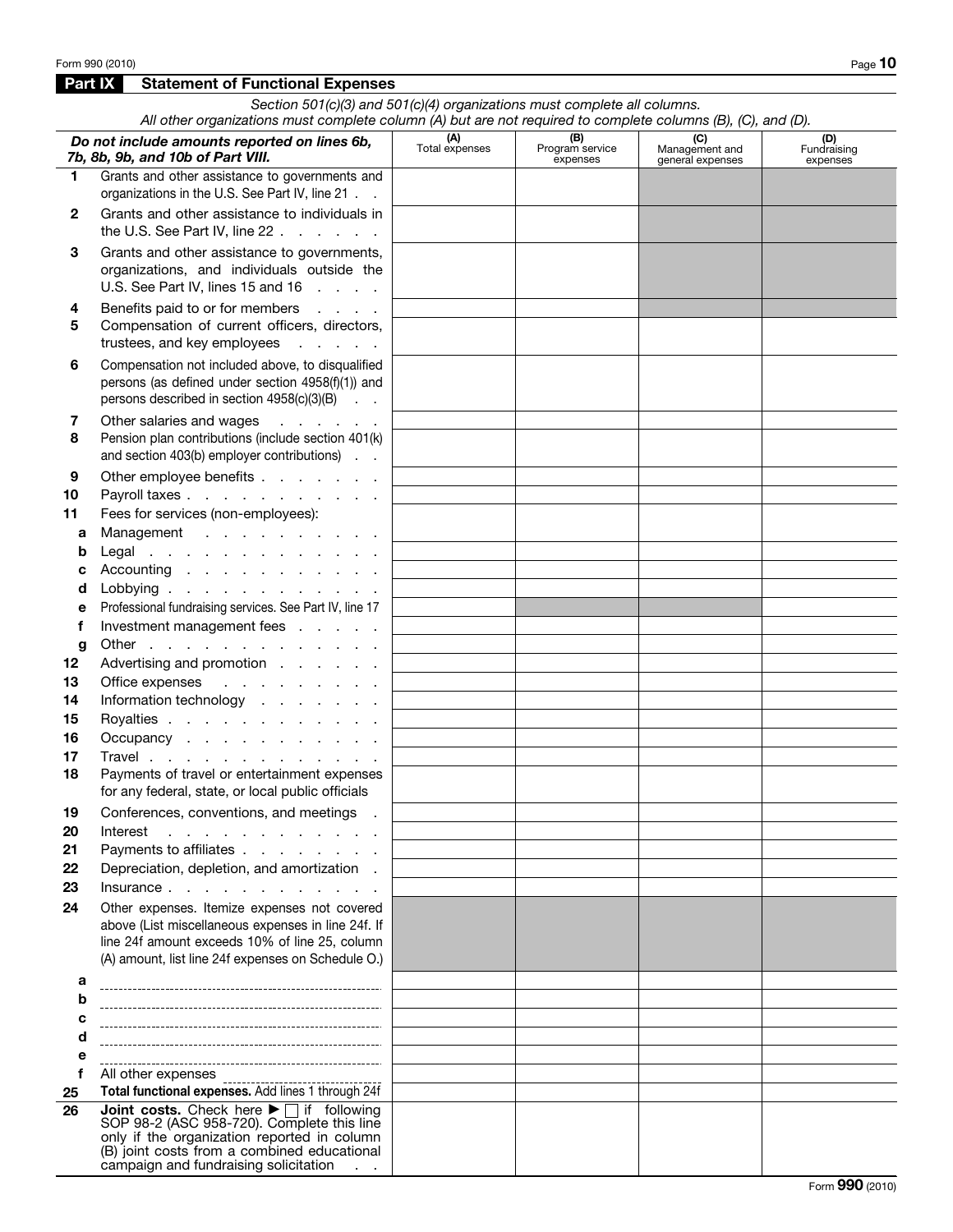## Part IX Statement of Functional Expenses

*Section 501(c)(3) and 501(c)(4) organizations must complete all columns. All other organizations must complete column (A) but are not required to complete columns (B), (C), and (D).*

| *Do not include amounts reported on lines 6b, 7b, 8b, 9b, and 10b of Part VIII.* | (A) Total expenses | (B) Program service expenses | (C) Management and general expenses | (D) Fundraising expenses |
|---|---|---|---|---|
| 1 Grants and other assistance to governments and organizations in the U.S. See Part IV, line 21 | | | | |
| 2 Grants and other assistance to individuals in the U.S. See Part IV, line 22 | | | | |
| 3 Grants and other assistance to governments, organizations, and individuals outside the U.S. See Part IV, lines 15 and 16 | | | | |
| 4 Benefits paid to or for members | | | | |
| 5 Compensation of current officers, directors, trustees, and key employees | | | | |
| 6 Compensation not included above, to disqualified persons (as defined under section 4958(f)(1)) and persons described in section 4958(c)(3)(B) | | | | |
| 7 Other salaries and wages | | | | |
| 8 Pension plan contributions (include section 401(k) and section 403(b) employer contributions) | | | | |
| 9 Other employee benefits | | | | |
| 10 Payroll taxes | | | | |
| 11 Fees for services (non-employees): | | | | |
| a Management | | | | |
| b Legal | | | | |
| c Accounting | | | | |
| d Lobbying | | | | |
| e Professional fundraising services. See Part IV, line 17 | | | | |
| f Investment management fees | | | | |
| g Other | | | | |
| 12 Advertising and promotion | | | | |
| 13 Office expenses | | | | |
| 14 Information technology | | | | |
| 15 Royalties | | | | |
| 16 Occupancy | | | | |
| 17 Travel | | | | |
| 18 Payments of travel or entertainment expenses for any federal, state, or local public officials | | | | |
| 19 Conferences, conventions, and meetings | | | | |
| 20 Interest | | | | |
| 21 Payments to affiliates | | | | |
| 22 Depreciation, depletion, and amortization | | | | |
| 23 Insurance | | | | |
| 24 Other expenses. Itemize expenses not covered above (List miscellaneous expenses in line 24f. If line 24f amount exceeds 10% of line 25, column (A) amount, list line 24f expenses on Schedule O.) | | | | |
| a | | | | |
| b | | | | |
| c | | | | |
| d | | | | |
| e | | | | |
| f All other expenses | | | | |
| 25 **Total functional expenses.** Add lines 1 through 24f | | | | |
| 26 **Joint costs.** Check here ▶ ☐ if following SOP 98-2 (ASC 958-720). Complete this line only if the organization reported in column (B) joint costs from a combined educational campaign and fundraising solicitation | | | | |

Form **990** (2010)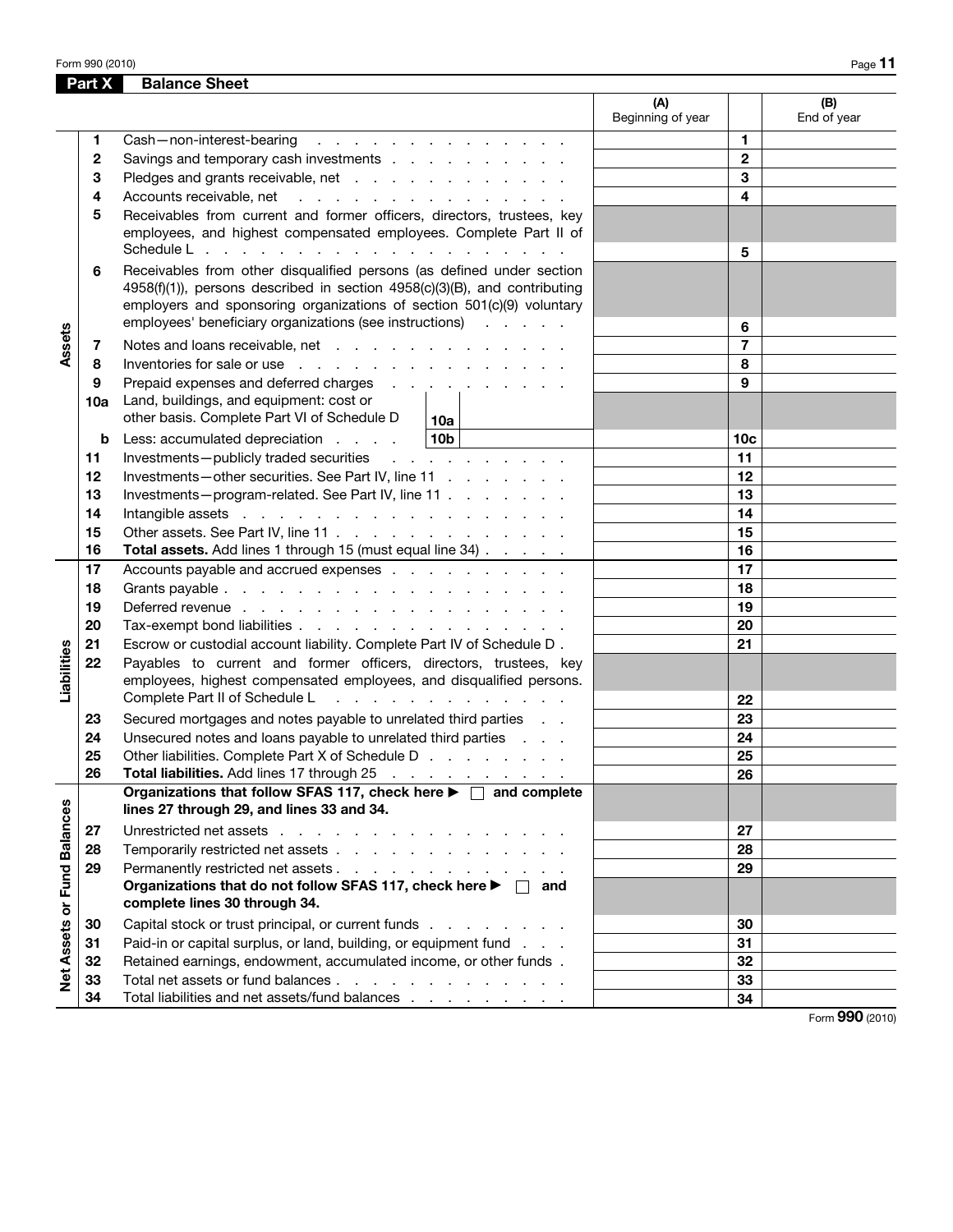## Part X Balance Sheet

| | | | (A) Beginning of year | | (B) End of year |
|---|---|---|---|---|---|
| Assets | 1 | Cash—non-interest-bearing | | 1 | |
| | 2 | Savings and temporary cash investments | | 2 | |
| | 3 | Pledges and grants receivable, net | | 3 | |
| | 4 | Accounts receivable, net | | 4 | |
| | 5 | Receivables from current and former officers, directors, trustees, key employees, and highest compensated employees. Complete Part II of Schedule L | | 5 | |
| | 6 | Receivables from other disqualified persons (as defined under section 4958(f)(1)), persons described in section 4958(c)(3)(B), and contributing employers and sponsoring organizations of section 501(c)(9) voluntary employees' beneficiary organizations (see instructions) | | 6 | |
| | 7 | Notes and loans receivable, net | | 7 | |
| | 8 | Inventories for sale or use | | 8 | |
| | 9 | Prepaid expenses and deferred charges | | 9 | |
| | 10a | Land, buildings, and equipment: cost or other basis. Complete Part VI of Schedule D — 10a | | | |
| | b | Less: accumulated depreciation — 10b | | 10c | |
| | 11 | Investments—publicly traded securities | | 11 | |
| | 12 | Investments—other securities. See Part IV, line 11 | | 12 | |
| | 13 | Investments—program-related. See Part IV, line 11 | | 13 | |
| | 14 | Intangible assets | | 14 | |
| | 15 | Other assets. See Part IV, line 11 | | 15 | |
| | 16 | **Total assets.** Add lines 1 through 15 (must equal line 34) | | 16 | |
| Liabilities | 17 | Accounts payable and accrued expenses | | 17 | |
| | 18 | Grants payable | | 18 | |
| | 19 | Deferred revenue | | 19 | |
| | 20 | Tax-exempt bond liabilities | | 20 | |
| | 21 | Escrow or custodial account liability. Complete Part IV of Schedule D | | 21 | |
| | 22 | Payables to current and former officers, directors, trustees, key employees, highest compensated employees, and disqualified persons. Complete Part II of Schedule L | | 22 | |
| | 23 | Secured mortgages and notes payable to unrelated third parties | | 23 | |
| | 24 | Unsecured notes and loans payable to unrelated third parties | | 24 | |
| | 25 | Other liabilities. Complete Part X of Schedule D | | 25 | |
| | 26 | **Total liabilities.** Add lines 17 through 25 | | 26 | |
| Net Assets or Fund Balances | | **Organizations that follow SFAS 117, check here ▶ ☐ and complete lines 27 through 29, and lines 33 and 34.** | | | |
| | 27 | Unrestricted net assets | | 27 | |
| | 28 | Temporarily restricted net assets | | 28 | |
| | 29 | Permanently restricted net assets | | 29 | |
| | | **Organizations that do not follow SFAS 117, check here ▶ ☐ and complete lines 30 through 34.** | | | |
| | 30 | Capital stock or trust principal, or current funds | | 30 | |
| | 31 | Paid-in or capital surplus, or land, building, or equipment fund | | 31 | |
| | 32 | Retained earnings, endowment, accumulated income, or other funds | | 32 | |
| | 33 | Total net assets or fund balances | | 33 | |
| | 34 | Total liabilities and net assets/fund balances | | 34 | |

Form **990** (2010)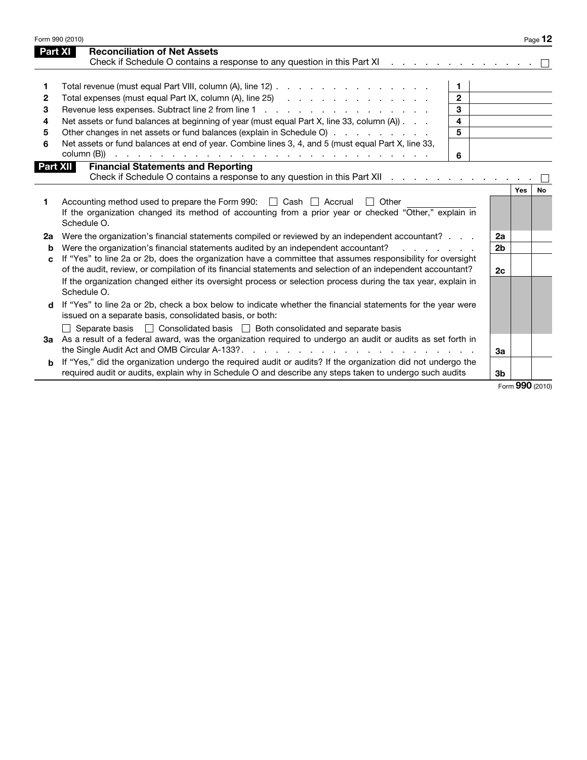## Part XI — Reconciliation of Net Assets

Check if Schedule O contains a response to any question in this Part XI . . . . . . . . . . . . . . ☐

| | | | |
|---|---|---|---|
| 1 | Total revenue (must equal Part VIII, column (A), line 12) . . . . . . . . . . . . . . . . | 1 | |
| 2 | Total expenses (must equal Part IX, column (A), line 25) . . . . . . . . . . . . . . . | 2 | |
| 3 | Revenue less expenses. Subtract line 2 from line 1 . . . . . . . . . . . . . . . . . | 3 | |
| 4 | Net assets or fund balances at beginning of year (must equal Part X, line 33, column (A)) . . . | 4 | |
| 5 | Other changes in net assets or fund balances (explain in Schedule O) . . . . . . . . . . | 5 | |
| 6 | Net assets or fund balances at end of year. Combine lines 3, 4, and 5 (must equal Part X, line 33, column (B)) . . . . . . . . . . . . . . . . . . . . . . . . . . . . . . . . | 6 | |

## Part XII — Financial Statements and Reporting

Check if Schedule O contains a response to any question in this Part XII . . . . . . . . . . . . . . ☐

| | | | Yes | No |
|---|---|---|---|---|
| 1 | Accounting method used to prepare the Form 990: ☐ Cash ☐ Accrual ☐ Other ________ If the organization changed its method of accounting from a prior year or checked "Other," explain in Schedule O. | | | |
| 2a | Were the organization's financial statements compiled or reviewed by an independent accountant? . . . | 2a | | |
| b | Were the organization's financial statements audited by an independent accountant? . . . . . . . . | 2b | | |
| c | If "Yes" to line 2a or 2b, does the organization have a committee that assumes responsibility for oversight of the audit, review, or compilation of its financial statements and selection of an independent accountant? | 2c | | |
| | If the organization changed either its oversight process or selection process during the tax year, explain in Schedule O. | | | |
| d | If "Yes" to line 2a or 2b, check a box below to indicate whether the financial statements for the year were issued on a separate basis, consolidated basis, or both: ☐ Separate basis ☐ Consolidated basis ☐ Both consolidated and separate basis | | | |
| 3a | As a result of a federal award, was the organization required to undergo an audit or audits as set forth in the Single Audit Act and OMB Circular A-133? . . . . . . . . . . . . . . . . . . . . . . . . | 3a | | |
| b | If "Yes," did the organization undergo the required audit or audits? If the organization did not undergo the required audit or audits, explain why in Schedule O and describe any steps taken to undergo such audits | 3b | | |

Form **990** (2010)